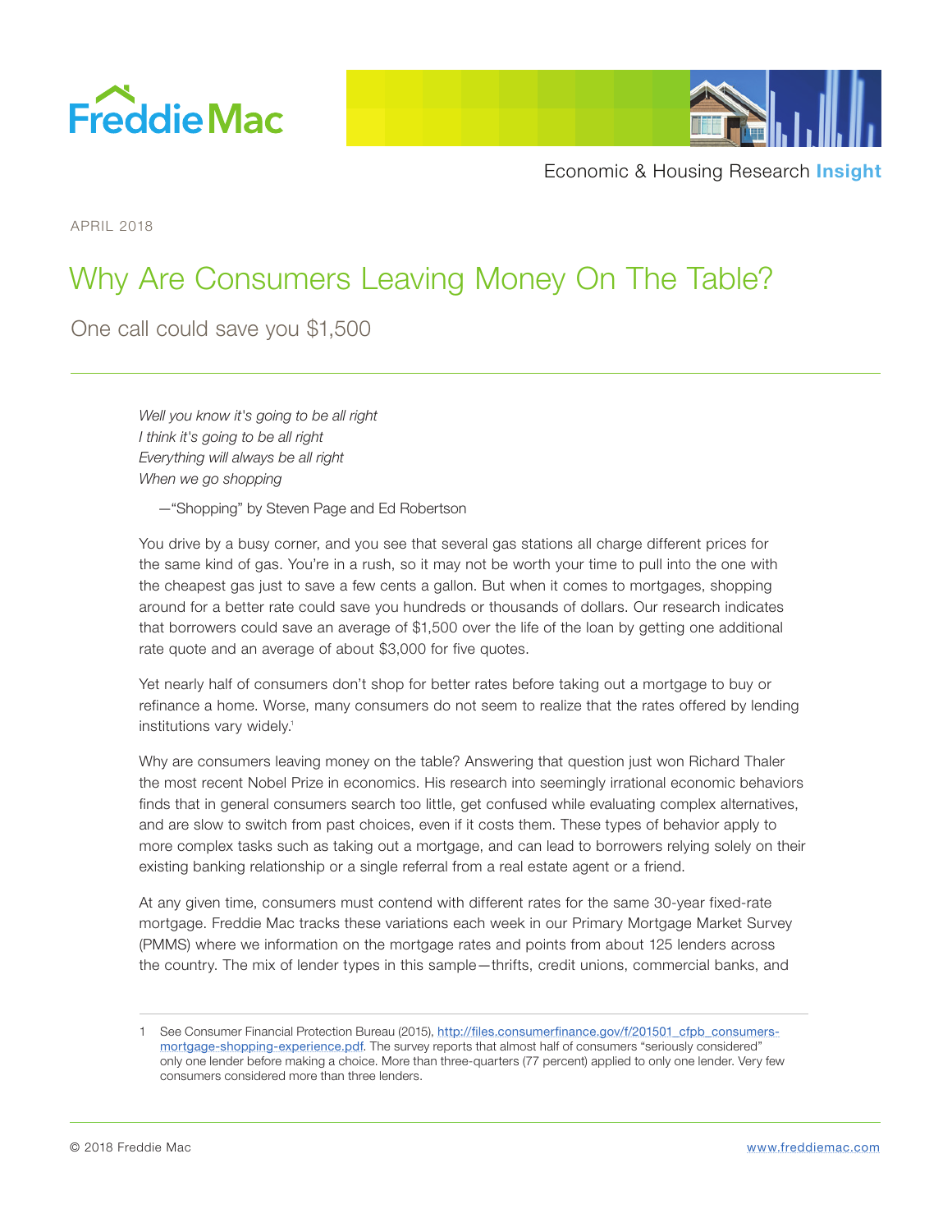Economic & Housing Research **Insight**

APRIL 2018

# Why Are Consumers Leaving Money On The Table?

## One call could save you $1,500

*Well you know it's going to be all right*
*I think it's going to be all right*
*Everything will always be all right*
*When we go shopping*

—"Shopping" by Steven Page and Ed Robertson

You drive by a busy corner, and you see that several gas stations all charge different prices for the same kind of gas. You're in a rush, so it may not be worth your time to pull into the one with the cheapest gas just to save a few cents a gallon. But when it comes to mortgages, shopping around for a better rate could save you hundreds or thousands of dollars. Our research indicates that borrowers could save an average of $1,500 over the life of the loan by getting one additional rate quote and an average of about $3,000 for five quotes.

Yet nearly half of consumers don't shop for better rates before taking out a mortgage to buy or refinance a home. Worse, many consumers do not seem to realize that the rates offered by lending institutions vary widely.[1]

Why are consumers leaving money on the table? Answering that question just won Richard Thaler the most recent Nobel Prize in economics. His research into seemingly irrational economic behaviors finds that in general consumers search too little, get confused while evaluating complex alternatives, and are slow to switch from past choices, even if it costs them. These types of behavior apply to more complex tasks such as taking out a mortgage, and can lead to borrowers relying solely on their existing banking relationship or a single referral from a real estate agent or a friend.

At any given time, consumers must contend with different rates for the same 30-year fixed-rate mortgage. Freddie Mac tracks these variations each week in our Primary Mortgage Market Survey (PMMS) where we information on the mortgage rates and points from about 125 lenders across the country. The mix of lender types in this sample—thrifts, credit unions, commercial banks, and

---

1 See Consumer Financial Protection Bureau (2015), http://files.consumerfinance.gov/f/201501_cfpb_consumers-mortgage-shopping-experience.pdf. The survey reports that almost half of consumers "seriously considered" only one lender before making a choice. More than three-quarters (77 percent) applied to only one lender. Very few consumers considered more than three lenders.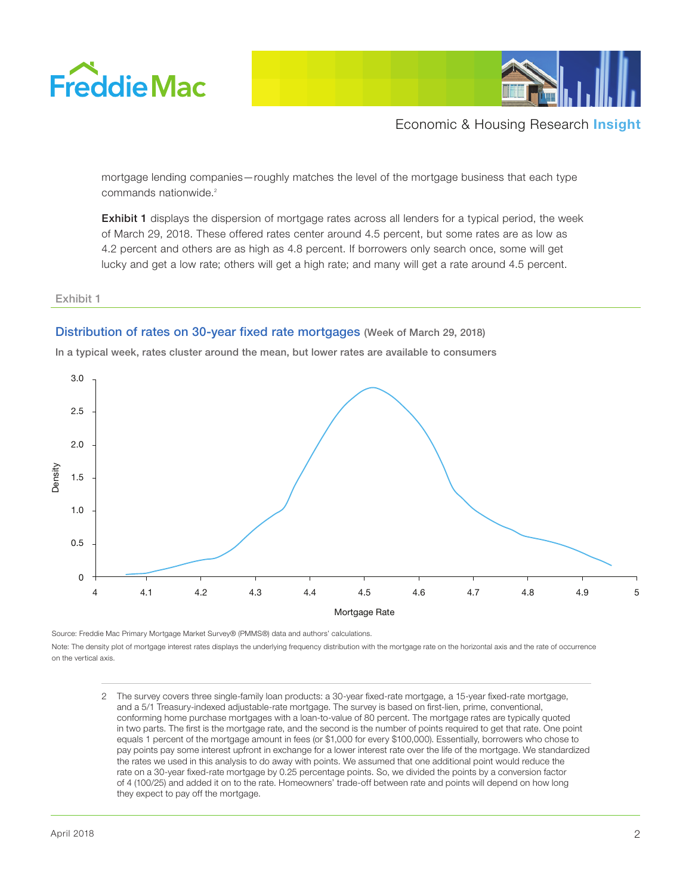mortgage lending companies—roughly matches the level of the mortgage business that each type commands nationwide.[2]

**Exhibit 1** displays the dispersion of mortgage rates across all lenders for a typical period, the week of March 29, 2018. These offered rates center around 4.5 percent, but some rates are as low as 4.2 percent and others are as high as 4.8 percent. If borrowers only search once, some will get lucky and get a low rate; others will get a high rate; and many will get a rate around 4.5 percent.

Exhibit 1

## Distribution of rates on 30-year fixed rate mortgages (Week of March 29, 2018)

**In a typical week, rates cluster around the mean, but lower rates are available to consumers**

Source: Freddie Mac Primary Mortgage Market Survey® (PMMS®) data and authors' calculations.

Note: The density plot of mortgage interest rates displays the underlying frequency distribution with the mortgage rate on the horizontal axis and the rate of occurrence on the vertical axis.

---

2 The survey covers three single-family loan products: a 30-year fixed-rate mortgage, a 15-year fixed-rate mortgage, and a 5/1 Treasury-indexed adjustable-rate mortgage. The survey is based on first-lien, prime, conventional, conforming home purchase mortgages with a loan-to-value of 80 percent. The mortgage rates are typically quoted in two parts. The first is the mortgage rate, and the second is the number of points required to get that rate. One point equals 1 percent of the mortgage amount in fees (or $1,000 for every $100,000). Essentially, borrowers who chose to pay points pay some interest upfront in exchange for a lower interest rate over the life of the mortgage. We standardized the rates we used in this analysis to do away with points. We assumed that one additional point would reduce the rate on a 30-year fixed-rate mortgage by 0.25 percentage points. So, we divided the points by a conversion factor of 4 (100/25) and added it on to the rate. Homeowners' trade-off between rate and points will depend on how long they expect to pay off the mortgage.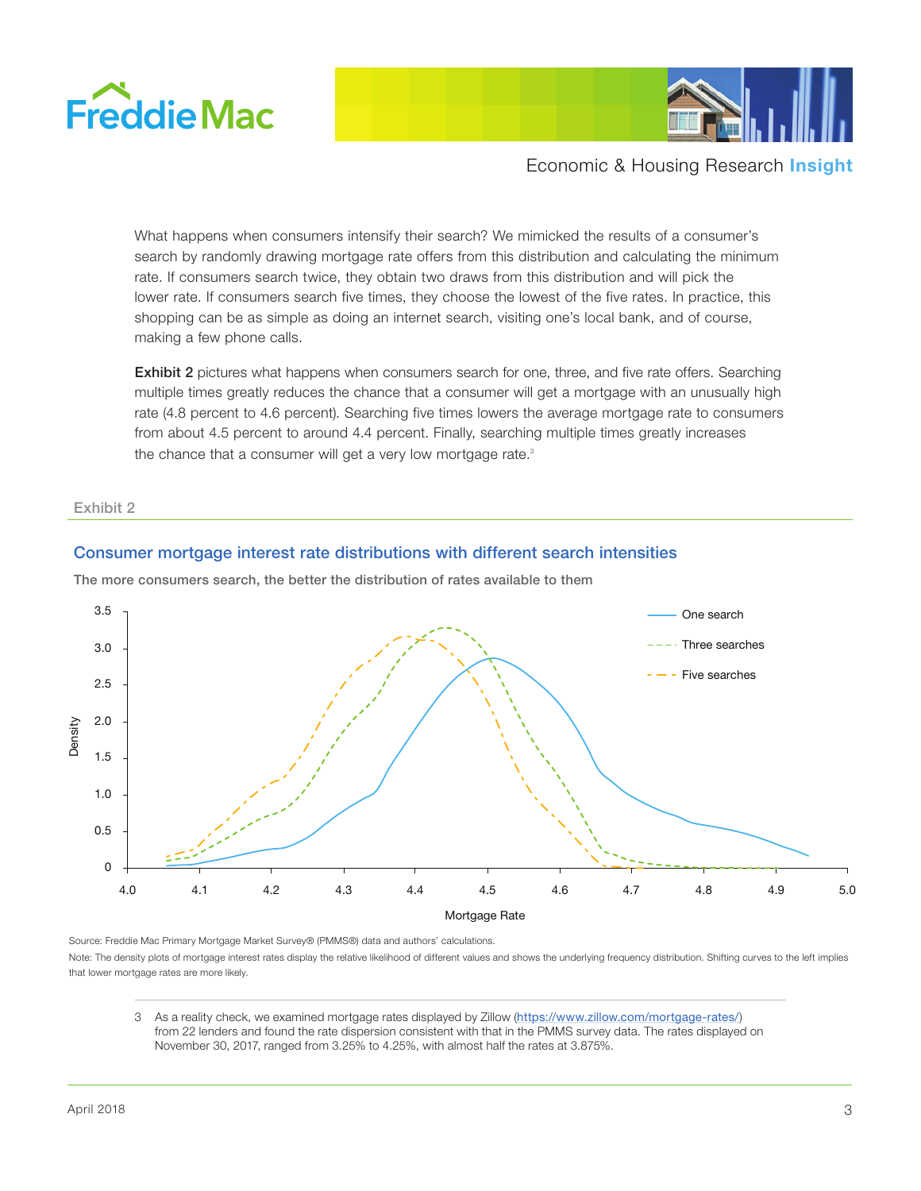What happens when consumers intensify their search? We mimicked the results of a consumer's search by randomly drawing mortgage rate offers from this distribution and calculating the minimum rate. If consumers search twice, they obtain two draws from this distribution and will pick the lower rate. If consumers search five times, they choose the lowest of the five rates. In practice, this shopping can be as simple as doing an internet search, visiting one's local bank, and of course, making a few phone calls.

**Exhibit 2** pictures what happens when consumers search for one, three, and five rate offers. Searching multiple times greatly reduces the chance that a consumer will get a mortgage with an unusually high rate (4.8 percent to 4.6 percent). Searching five times lowers the average mortgage rate to consumers from about 4.5 percent to around 4.4 percent. Finally, searching multiple times greatly increases the chance that a consumer will get a very low mortgage rate.[3]

Exhibit 2

## Consumer mortgage interest rate distributions with different search intensities

**The more consumers search, the better the distribution of rates available to them**

Source: Freddie Mac Primary Mortgage Market Survey® (PMMS®) data and authors' calculations.

Note: The density plots of mortgage interest rates display the relative likelihood of different values and shows the underlying frequency distribution. Shifting curves to the left implies that lower mortgage rates are more likely.

3 As a reality check, we examined mortgage rates displayed by Zillow (https://www.zillow.com/mortgage-rates/) from 22 lenders and found the rate dispersion consistent with that in the PMMS survey data. The rates displayed on November 30, 2017, ranged from 3.25% to 4.25%, with almost half the rates at 3.875%.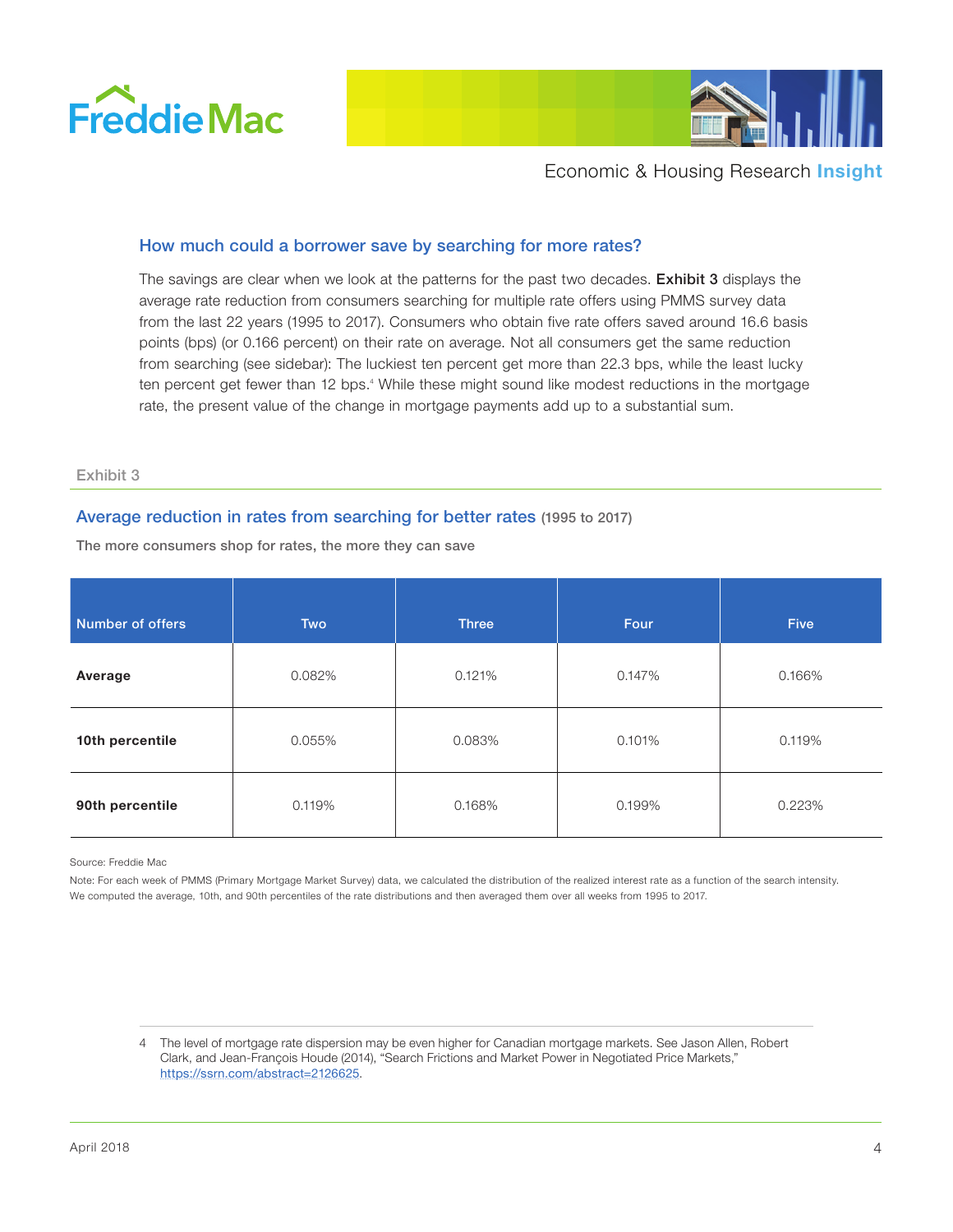## How much could a borrower save by searching for more rates?

The savings are clear when we look at the patterns for the past two decades. **Exhibit 3** displays the average rate reduction from consumers searching for multiple rate offers using PMMS survey data from the last 22 years (1995 to 2017). Consumers who obtain five rate offers saved around 16.6 basis points (bps) (or 0.166 percent) on their rate on average. Not all consumers get the same reduction from searching (see sidebar): The luckiest ten percent get more than 22.3 bps, while the least lucky ten percent get fewer than 12 bps.[4] While these might sound like modest reductions in the mortgage rate, the present value of the change in mortgage payments add up to a substantial sum.

Exhibit 3

### Average reduction in rates from searching for better rates (1995 to 2017)

**The more consumers shop for rates, the more they can save**

| Number of offers | Two | Three | Four | Five |
|---|---|---|---|---|
| **Average** | 0.082% | 0.121% | 0.147% | 0.166% |
| **10th percentile** | 0.055% | 0.083% | 0.101% | 0.119% |
| **90th percentile** | 0.119% | 0.168% | 0.199% | 0.223% |

Source: Freddie Mac

Note: For each week of PMMS (Primary Mortgage Market Survey) data, we calculated the distribution of the realized interest rate as a function of the search intensity. We computed the average, 10th, and 90th percentiles of the rate distributions and then averaged them over all weeks from 1995 to 2017.

4 The level of mortgage rate dispersion may be even higher for Canadian mortgage markets. See Jason Allen, Robert Clark, and Jean-François Houde (2014), "Search Frictions and Market Power in Negotiated Price Markets," https://ssrn.com/abstract=2126625.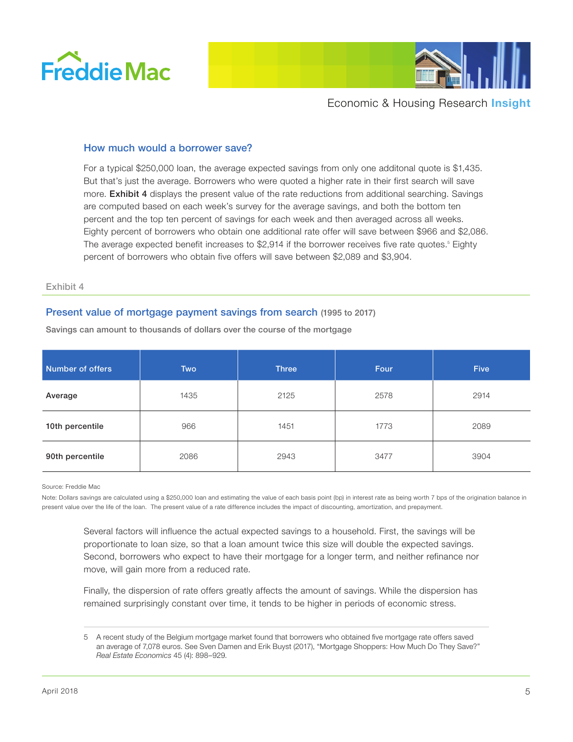## How much would a borrower save?

For a typical $250,000 loan, the average expected savings from only one additonal quote is $1,435. But that's just the average. Borrowers who were quoted a higher rate in their first search will save more. **Exhibit 4** displays the present value of the rate reductions from additional searching. Savings are computed based on each week's survey for the average savings, and both the bottom ten percent and the top ten percent of savings for each week and then averaged across all weeks. Eighty percent of borrowers who obtain one additional rate offer will save between $966 and $2,086. The average expected benefit increases to $2,914 if the borrower receives five rate quotes.[5] Eighty percent of borrowers who obtain five offers will save between $2,089 and $3,904.

Exhibit 4

### Present value of mortgage payment savings from search (1995 to 2017)

**Savings can amount to thousands of dollars over the course of the mortgage**

| Number of offers | Two | Three | Four | Five |
|---|---|---|---|---|
| **Average** | 1435 | 2125 | 2578 | 2914 |
| **10th percentile** | 966 | 1451 | 1773 | 2089 |
| **90th percentile** | 2086 | 2943 | 3477 | 3904 |

Source: Freddie Mac

Note: Dollars savings are calculated using a $250,000 loan and estimating the value of each basis point (bp) in interest rate as being worth 7 bps of the origination balance in present value over the life of the loan. The present value of a rate difference includes the impact of discounting, amortization, and prepayment.

Several factors will influence the actual expected savings to a household. First, the savings will be proportionate to loan size, so that a loan amount twice this size will double the expected savings. Second, borrowers who expect to have their mortgage for a longer term, and neither refinance nor move, will gain more from a reduced rate.

Finally, the dispersion of rate offers greatly affects the amount of savings. While the dispersion has remained surprisingly constant over time, it tends to be higher in periods of economic stress.

5 A recent study of the Belgium mortgage market found that borrowers who obtained five mortgage rate offers saved an average of 7,078 euros. See Sven Damen and Erik Buyst (2017), "Mortgage Shoppers: How Much Do They Save?" *Real Estate Economics* 45 (4): 898–929.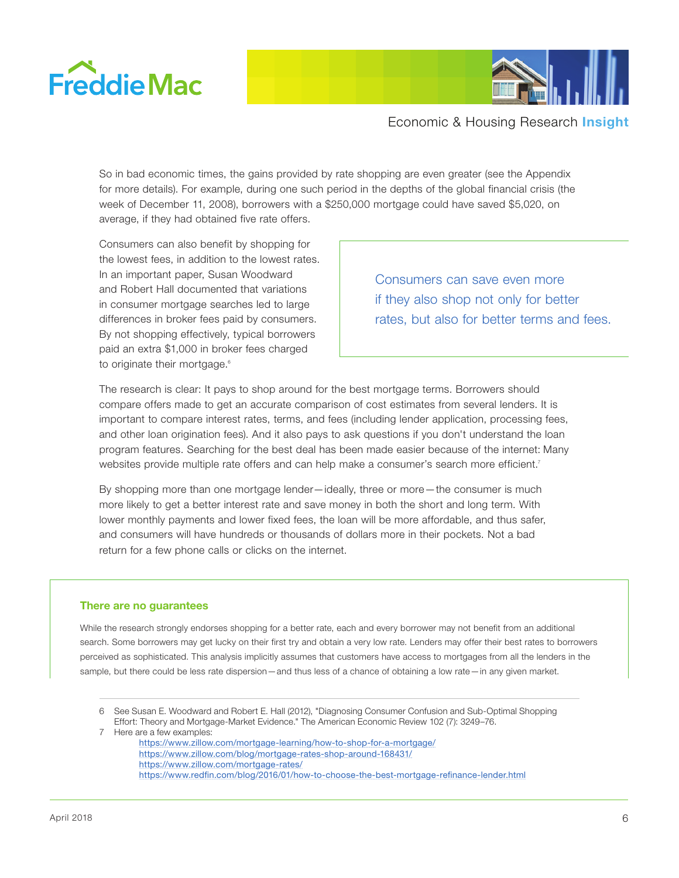So in bad economic times, the gains provided by rate shopping are even greater (see the Appendix for more details). For example, during one such period in the depths of the global financial crisis (the week of December 11, 2008), borrowers with a $250,000 mortgage could have saved $5,020, on average, if they had obtained five rate offers.

Consumers can also benefit by shopping for the lowest fees, in addition to the lowest rates. In an important paper, Susan Woodward and Robert Hall documented that variations in consumer mortgage searches led to large differences in broker fees paid by consumers. By not shopping effectively, typical borrowers paid an extra $1,000 in broker fees charged to originate their mortgage.[6]

> Consumers can save even more if they also shop not only for better rates, but also for better terms and fees.

The research is clear: It pays to shop around for the best mortgage terms. Borrowers should compare offers made to get an accurate comparison of cost estimates from several lenders. It is important to compare interest rates, terms, and fees (including lender application, processing fees, and other loan origination fees). And it also pays to ask questions if you don't understand the loan program features. Searching for the best deal has been made easier because of the internet: Many websites provide multiple rate offers and can help make a consumer's search more efficient.[7]

By shopping more than one mortgage lender—ideally, three or more—the consumer is much more likely to get a better interest rate and save money in both the short and long term. With lower monthly payments and lower fixed fees, the loan will be more affordable, and thus safer, and consumers will have hundreds or thousands of dollars more in their pockets. Not a bad return for a few phone calls or clicks on the internet.

### There are no guarantees

While the research strongly endorses shopping for a better rate, each and every borrower may not benefit from an additional search. Some borrowers may get lucky on their first try and obtain a very low rate. Lenders may offer their best rates to borrowers perceived as sophisticated. This analysis implicitly assumes that customers have access to mortgages from all the lenders in the sample, but there could be less rate dispersion—and thus less of a chance of obtaining a low rate—in any given market.

---

6 See Susan E. Woodward and Robert E. Hall (2012), "Diagnosing Consumer Confusion and Sub-Optimal Shopping Effort: Theory and Mortgage-Market Evidence." The American Economic Review 102 (7): 3249–76.

7 Here are a few examples:
https://www.zillow.com/mortgage-learning/how-to-shop-for-a-mortgage/
https://www.zillow.com/blog/mortgage-rates-shop-around-168431/
https://www.zillow.com/mortgage-rates/
https://www.redfin.com/blog/2016/01/how-to-choose-the-best-mortgage-refinance-lender.html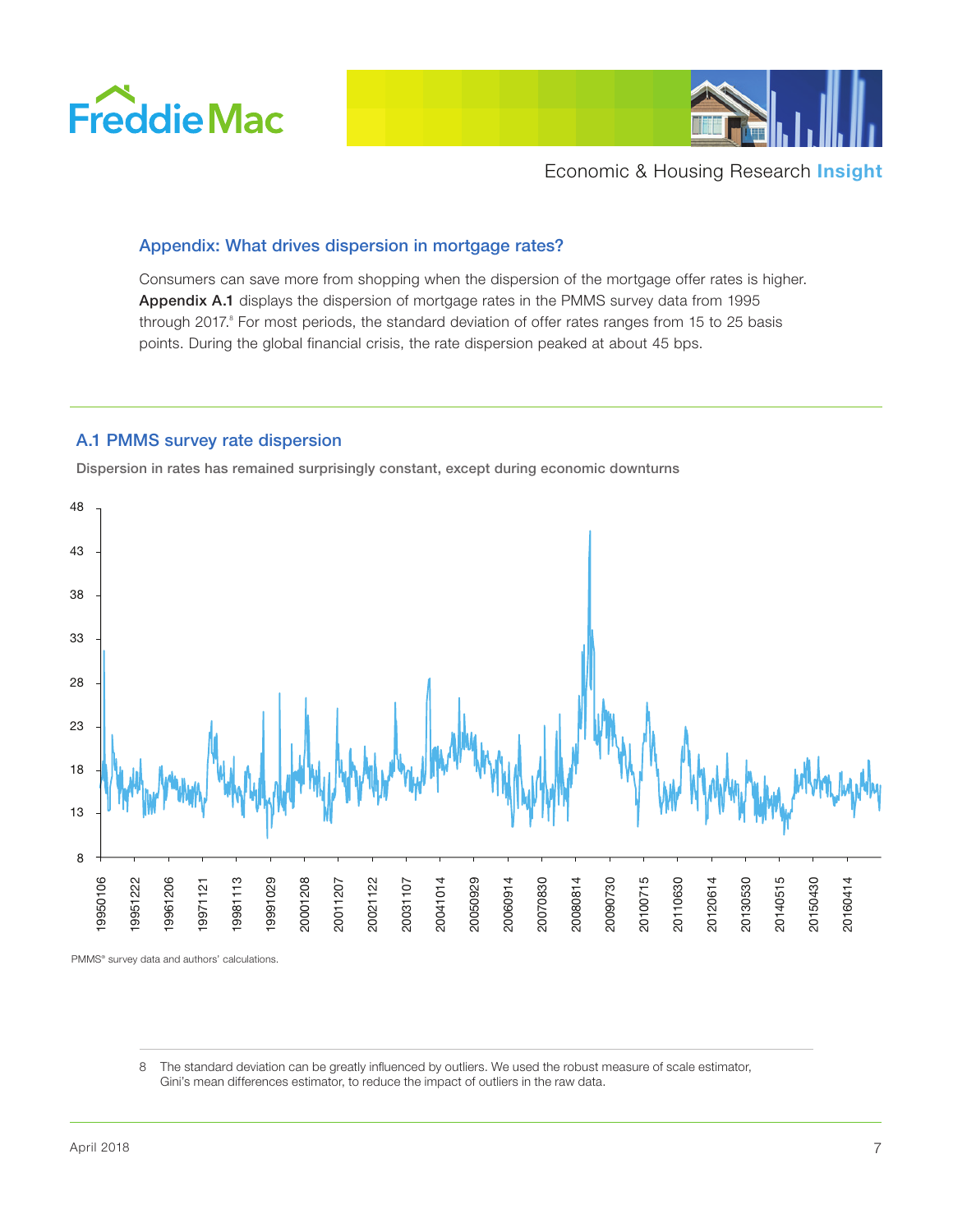## Appendix: What drives dispersion in mortgage rates?

Consumers can save more from shopping when the dispersion of the mortgage offer rates is higher. **Appendix A.1** displays the dispersion of mortgage rates in the PMMS survey data from 1995 through 2017.[8] For most periods, the standard deviation of offer rates ranges from 15 to 25 basis points. During the global financial crisis, the rate dispersion peaked at about 45 bps.

### A.1 PMMS survey rate dispersion

**Dispersion in rates has remained surprisingly constant, except during economic downturns**

PMMS® survey data and authors' calculations.

---

8 The standard deviation can be greatly influenced by outliers. We used the robust measure of scale estimator, Gini's mean differences estimator, to reduce the impact of outliers in the raw data.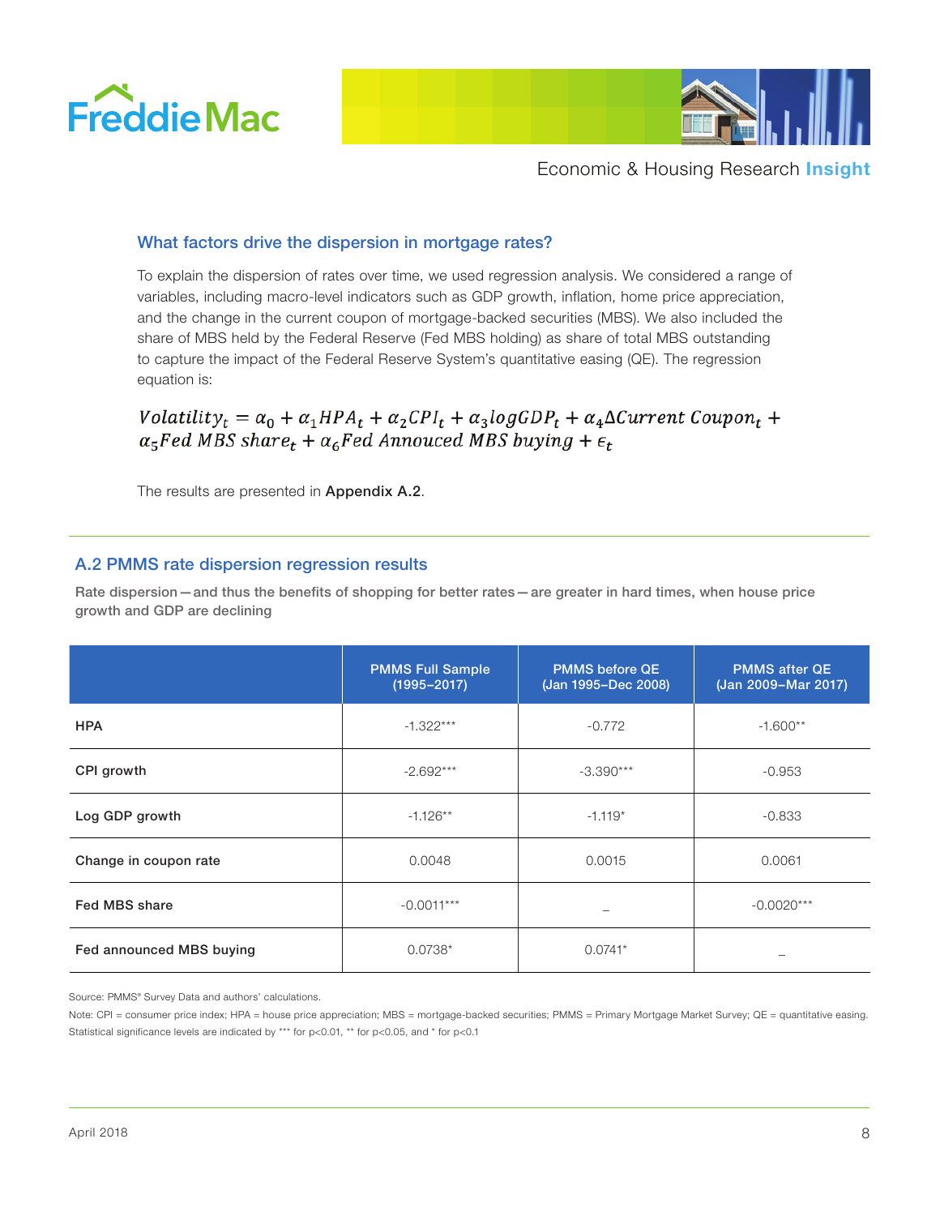### What factors drive the dispersion in mortgage rates?

To explain the dispersion of rates over time, we used regression analysis. We considered a range of variables, including macro-level indicators such as GDP growth, inflation, home price appreciation, and the change in the current coupon of mortgage-backed securities (MBS). We also included the share of MBS held by the Federal Reserve (Fed MBS holding) as share of total MBS outstanding to capture the impact of the Federal Reserve System's quantitative easing (QE). The regression equation is:

$$Volatility_t = \alpha_0 + \alpha_1 HPA_t + \alpha_2 CPI_t + \alpha_3 logGDP_t + \alpha_4 \Delta Current\ Coupon_t + \alpha_5 Fed\ MBS\ share_t + \alpha_6 Fed\ Annouced\ MBS\ buying + \epsilon_t$$

The results are presented in **Appendix A.2**.

---

## A.2 PMMS rate dispersion regression results

**Rate dispersion — and thus the benefits of shopping for better rates — are greater in hard times, when house price growth and GDP are declining**

| | PMMS Full Sample (1995–2017) | PMMS before QE (Jan 1995–Dec 2008) | PMMS after QE (Jan 2009–Mar 2017) |
|---|---|---|---|
| **HPA** | -1.322*** | -0.772 | -1.600** |
| **CPI growth** | -2.692*** | -3.390*** | -0.953 |
| **Log GDP growth** | -1.126** | -1.119* | -0.833 |
| **Change in coupon rate** | 0.0048 | 0.0015 | 0.0061 |
| **Fed MBS share** | -0.0011*** | – | -0.0020*** |
| **Fed announced MBS buying** | 0.0738* | 0.0741* | – |

Source: PMMS® Survey Data and authors' calculations.

Note: CPI = consumer price index; HPA = house price appreciation; MBS = mortgage-backed securities; PMMS = Primary Mortgage Market Survey; QE = quantitative easing. Statistical significance levels are indicated by *** for p<0.01, ** for p<0.05, and * for p<0.1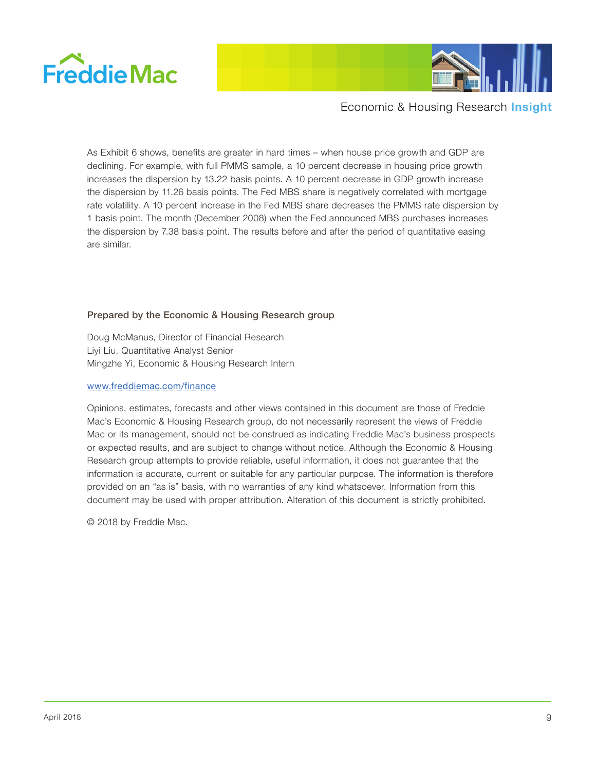As Exhibit 6 shows, benefits are greater in hard times – when house price growth and GDP are declining. For example, with full PMMS sample, a 10 percent decrease in housing price growth increases the dispersion by 13.22 basis points. A 10 percent decrease in GDP growth increase the dispersion by 11.26 basis points. The Fed MBS share is negatively correlated with mortgage rate volatility. A 10 percent increase in the Fed MBS share decreases the PMMS rate dispersion by 1 basis point. The month (December 2008) when the Fed announced MBS purchases increases the dispersion by 7.38 basis point. The results before and after the period of quantitative easing are similar.

**Prepared by the Economic & Housing Research group**

Doug McManus, Director of Financial Research
Liyi Liu, Quantitative Analyst Senior
Mingzhe Yi, Economic & Housing Research Intern

www.freddiemac.com/finance

Opinions, estimates, forecasts and other views contained in this document are those of Freddie Mac's Economic & Housing Research group, do not necessarily represent the views of Freddie Mac or its management, should not be construed as indicating Freddie Mac's business prospects or expected results, and are subject to change without notice. Although the Economic & Housing Research group attempts to provide reliable, useful information, it does not guarantee that the information is accurate, current or suitable for any particular purpose. The information is therefore provided on an "as is" basis, with no warranties of any kind whatsoever. Information from this document may be used with proper attribution. Alteration of this document is strictly prohibited.

© 2018 by Freddie Mac.